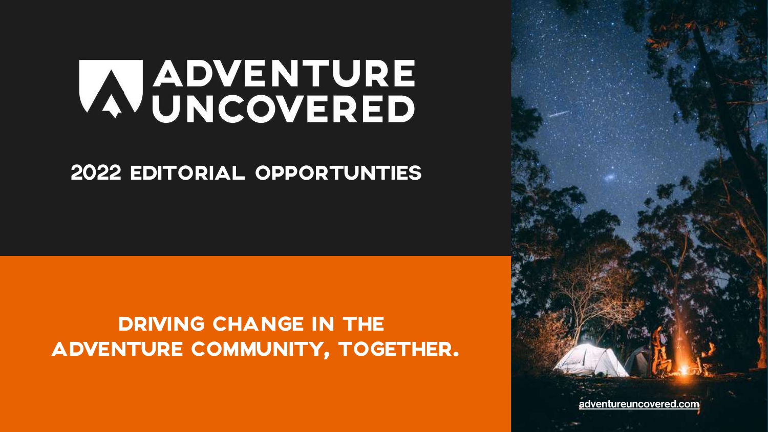# ADVENTURE UNCOVERED

## 2022 EDITORIAL OPPORTUNTIES

**DRIVING CHANGE IN THE ADVENTURE COMMUNITY, TOGETHER.**

adventureuncovered.com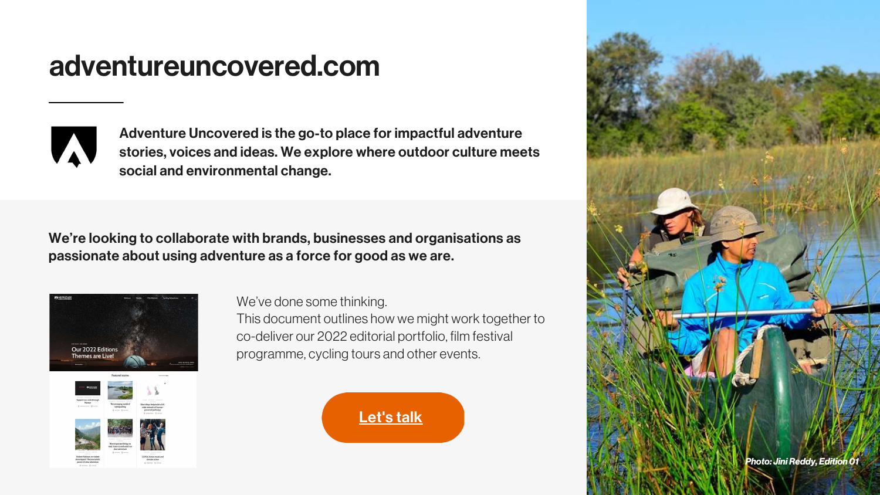# adventureuncovered.com

**Adventure Uncovered is the go-to place for impactful adventure stories, voices and ideas. We explore where outdoor culture meets social and environmental change.**

**We're looking to collaborate with brands, businesses and organisations as passionate about using adventure as a force for good as we are.**

We've done some thinking.
This document outlines how we might work together to co-deliver our 2022 editorial portfolio, film festival programme, cycling tours and other events.

**Let's talk**

*Photo: Jini Reddy, Edition 01*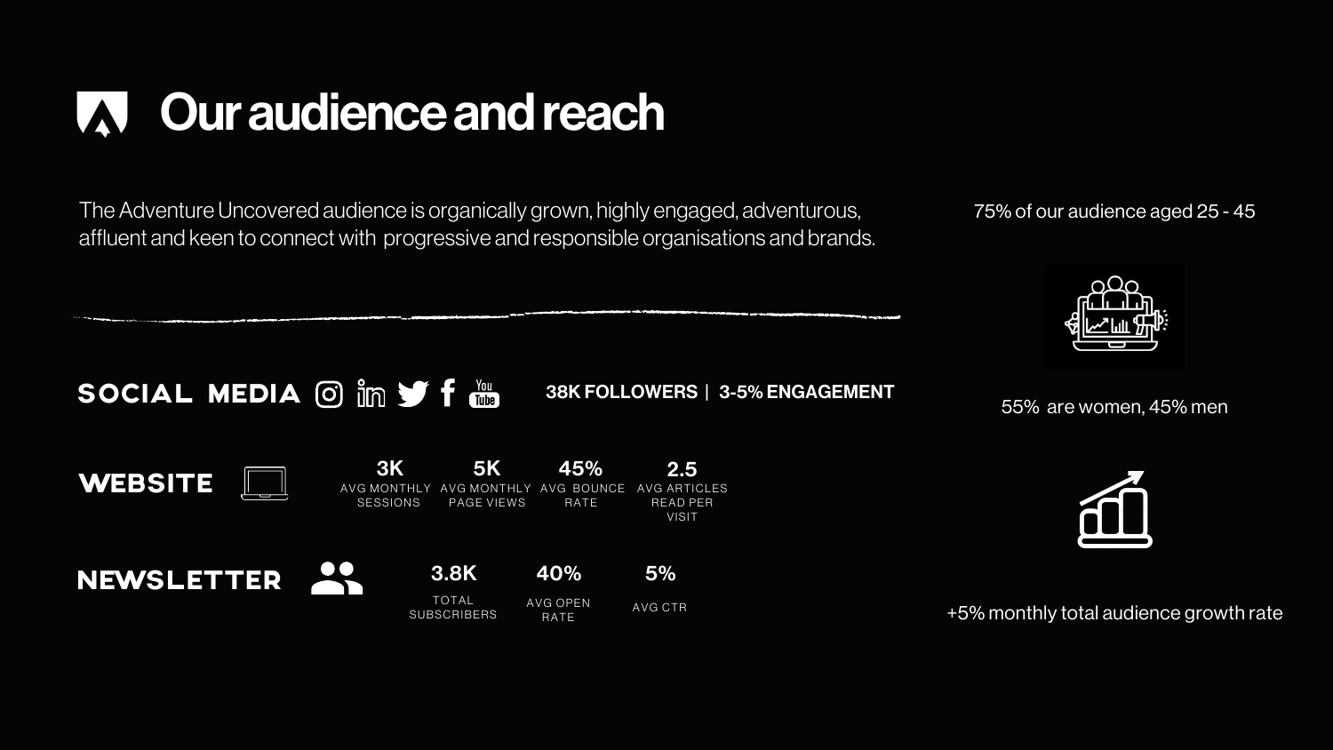# Our audience and reach

The Adventure Uncovered audience is organically grown, highly engaged, adventurous, affluent and keen to connect with progressive and responsible organisations and brands.

75% of our audience aged 25 - 45

55% are women, 45% men

+5% monthly total audience growth rate

## SOCIAL MEDIA

**38K FOLLOWERS | 3-5% ENGAGEMENT**

## WEBSITE

| 3K | 5K | 45% | 2.5 |
|---|---|---|---|
| AVG MONTHLY SESSIONS | AVG MONTHLY PAGE VIEWS | AVG BOUNCE RATE | AVG ARTICLES READ PER VISIT |

## NEWSLETTER

| 3.8K | 40% | 5% |
|---|---|---|
| TOTAL SUBSCRIBERS | AVG OPEN RATE | AVG CTR |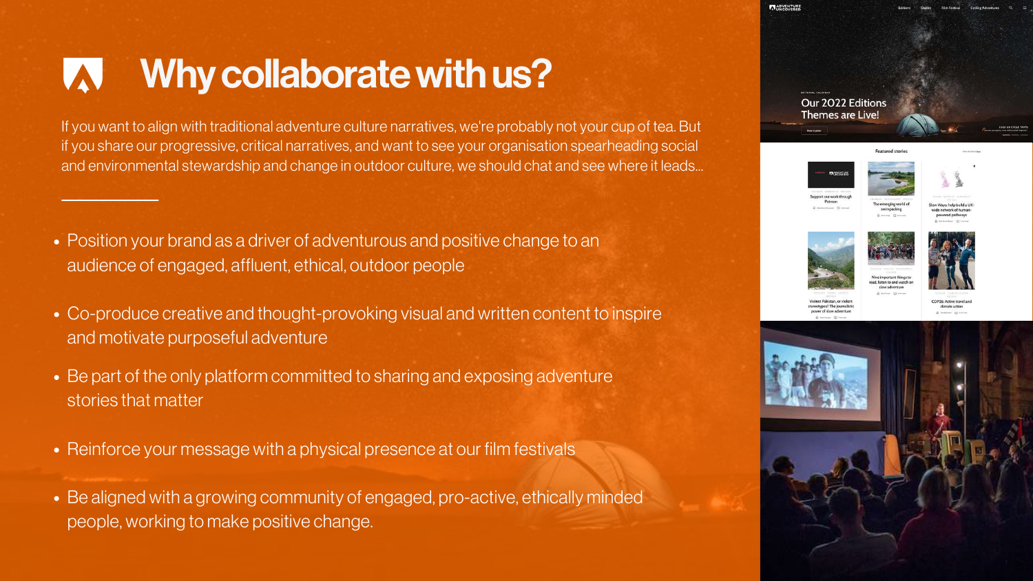# Why collaborate with us?

If you want to align with traditional adventure culture narratives, we're probably not your cup of tea. But if you share our progressive, critical narratives, and want to see your organisation spearheading social and environmental stewardship and change in outdoor culture, we should chat and see where it leads...

- Position your brand as a driver of adventurous and positive change to an audience of engaged, affluent, ethical, outdoor people
- Co-produce creative and thought-provoking visual and written content to inspire and motivate purposeful adventure
- Be part of the only platform committed to sharing and exposing adventure stories that matter
- Reinforce your message with a physical presence at our film festivals
- Be aligned with a growing community of engaged, pro-active, ethically minded people, working to make positive change.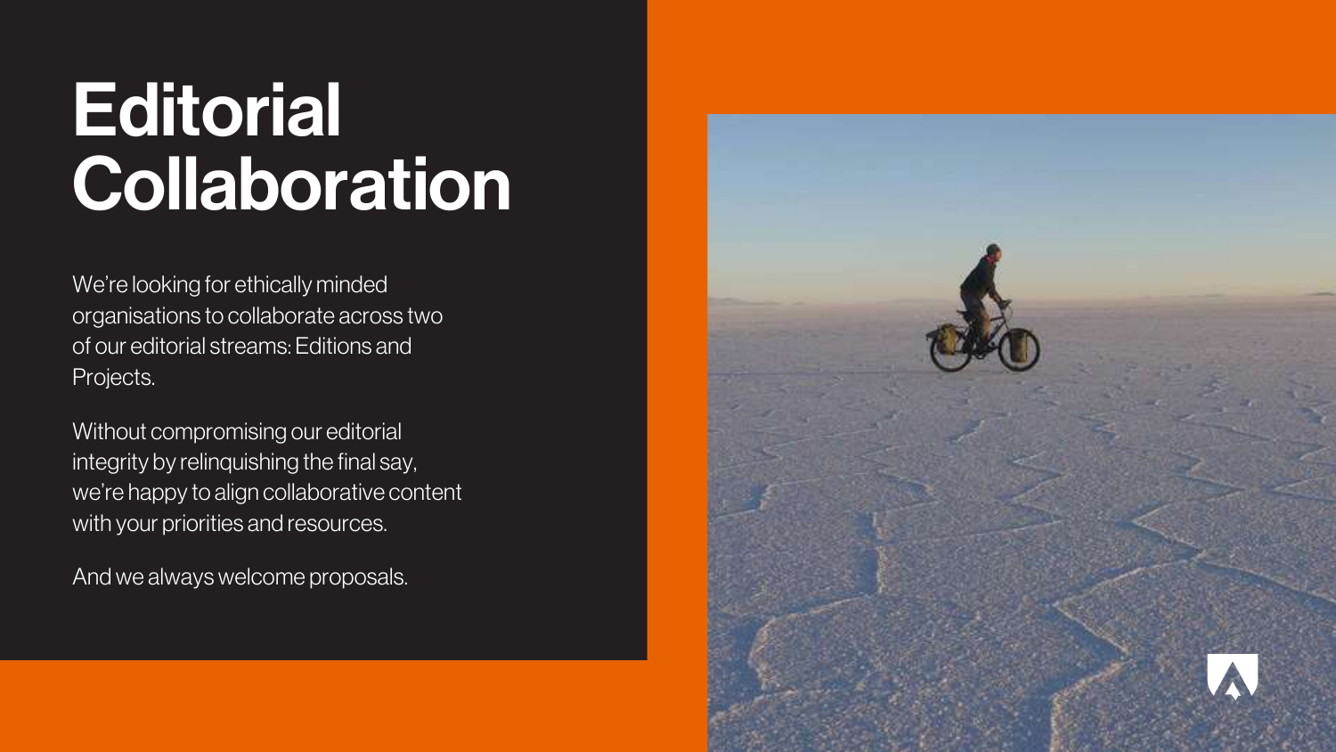# Editorial Collaboration

We're looking for ethically minded organisations to collaborate across two of our editorial streams: Editions and Projects.

Without compromising our editorial integrity by relinquishing the final say, we're happy to align collaborative content with your priorities and resources.

And we always welcome proposals.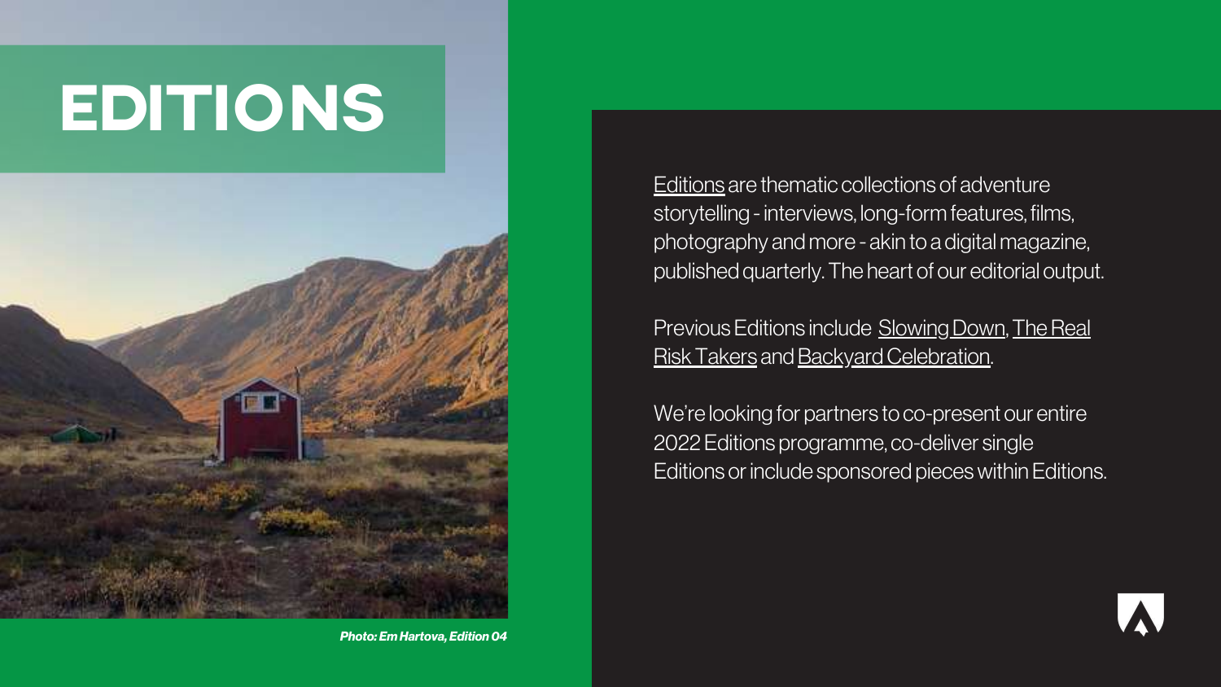# EDITIONS

Editions are thematic collections of adventure storytelling - interviews, long-form features, films, photography and more - akin to a digital magazine, published quarterly. The heart of our editorial output.

Previous Editions include Slowing Down, The Real Risk Takers and Backyard Celebration.

We're looking for partners to co-present our entire 2022 Editions programme, co-deliver single Editions or include sponsored pieces within Editions.

*Photo: Em Hartova, Edition 04*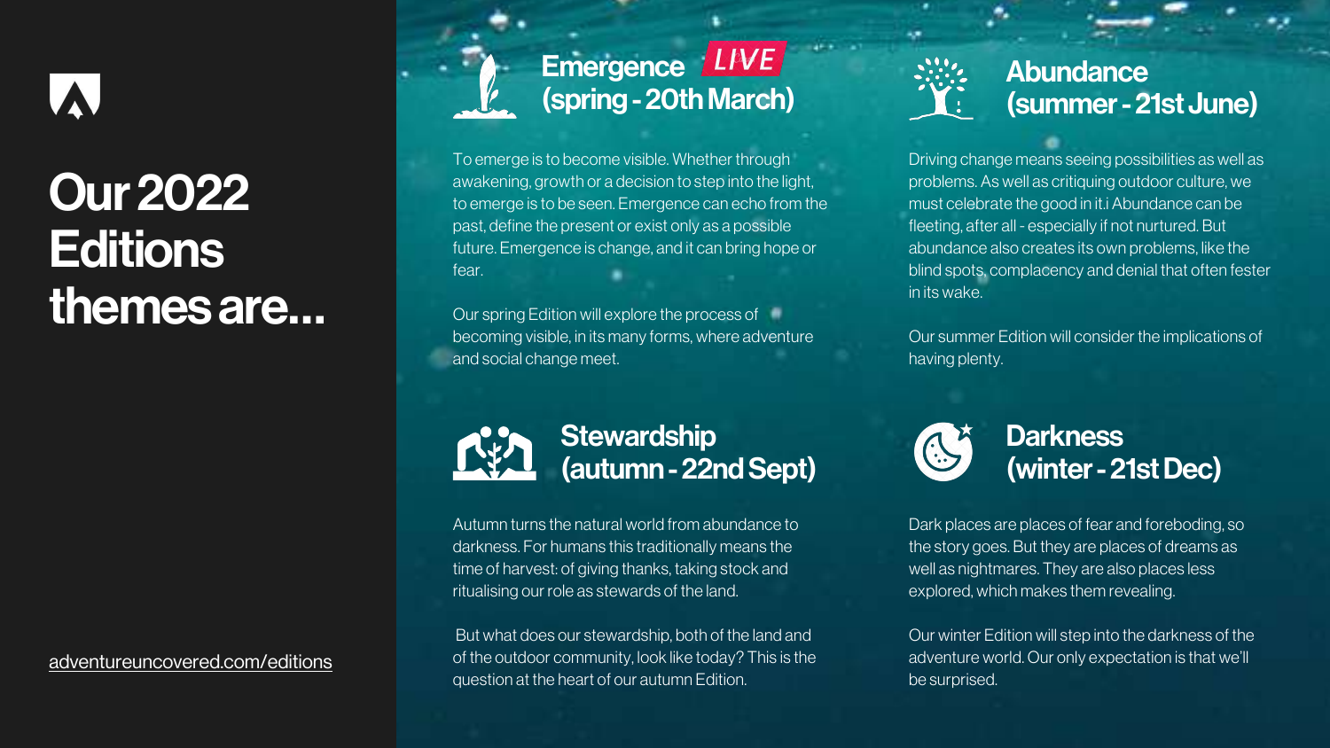# Our 2022 Editions themes are...

adventureuncovered.com/editions

## Emergence LIVE (spring - 20th March)

To emerge is to become visible. Whether through awakening, growth or a decision to step into the light, to emerge is to be seen. Emergence can echo from the past, define the present or exist only as a possible future. Emergence is change, and it can bring hope or fear.

Our spring Edition will explore the process of becoming visible, in its many forms, where adventure and social change meet.

## Abundance (summer - 21st June)

Driving change means seeing possibilities as well as problems. As well as critiquing outdoor culture, we must celebrate the good in it.i Abundance can be fleeting, after all - especially if not nurtured. But abundance also creates its own problems, like the blind spots, complacency and denial that often fester in its wake.

Our summer Edition will consider the implications of having plenty.

## Stewardship (autumn - 22nd Sept)

Autumn turns the natural world from abundance to darkness. For humans this traditionally means the time of harvest: of giving thanks, taking stock and ritualising our role as stewards of the land.

But what does our stewardship, both of the land and of the outdoor community, look like today? This is the question at the heart of our autumn Edition.

## Darkness (winter - 21st Dec)

Dark places are places of fear and foreboding, so the story goes. But they are places of dreams as well as nightmares. They are also places less explored, which makes them revealing.

Our winter Edition will step into the darkness of the adventure world. Our only expectation is that we'll be surprised.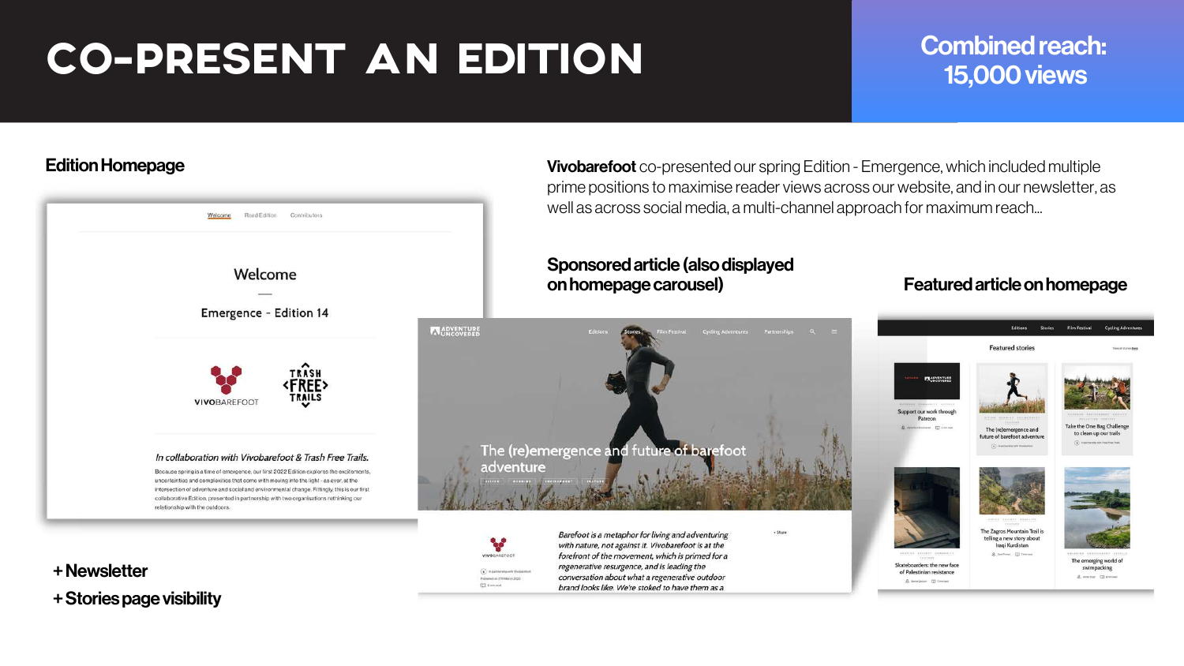# CO-PRESENT AN EDITION

**Combined reach: 15,000 views**

## Edition Homepage

**Vivobarefoot** co-presented our spring Edition - Emergence, which included multiple prime positions to maximise reader views across our website, and in our newsletter, as well as across social media, a multi-channel approach for maximum reach...

### Sponsored article (also displayed on homepage carousel)

### Featured article on homepage

**+ Newsletter**

**+ Stories page visibility**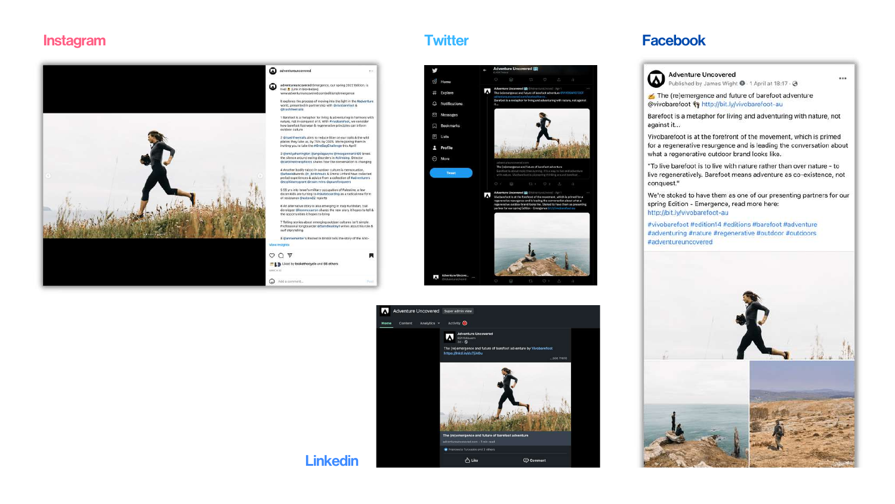Instagram

Twitter

Facebook

Adventure Uncovered
Published by James Wight · 1 April at 18:17

✍ The (re)emergence and future of barefoot adventure
@vivobarefoot 👣 http://bit.ly/vivobarefoot-au

Barefoot is a metaphor for living and adventuring with nature, not against it...

Vivobarefoot is at the forefront of the movement, which is primed for a regenerative resurgence and is leading the conversation about what a regenerative outdoor brand looks like.

"To live barefoot is to live with nature rather than over nature - to live regeneratively. Barefoot means adventure as co-existence, not conquest."

We're stoked to have them as one of our presenting partners for our spring Edition - Emergence, read more here:
http://bit.ly/vivobarefoot-au

#vivobarefoot #edition14 #editions #barefoot #adventure #adventuring #nature #regenerative #outdoor #outdoors #adventureuncovered

Linkedin

Adventure Uncovered

The (re)emergence and future of barefoot adventure by Vivobarefoot

The (re)emergence and future of barefoot adventure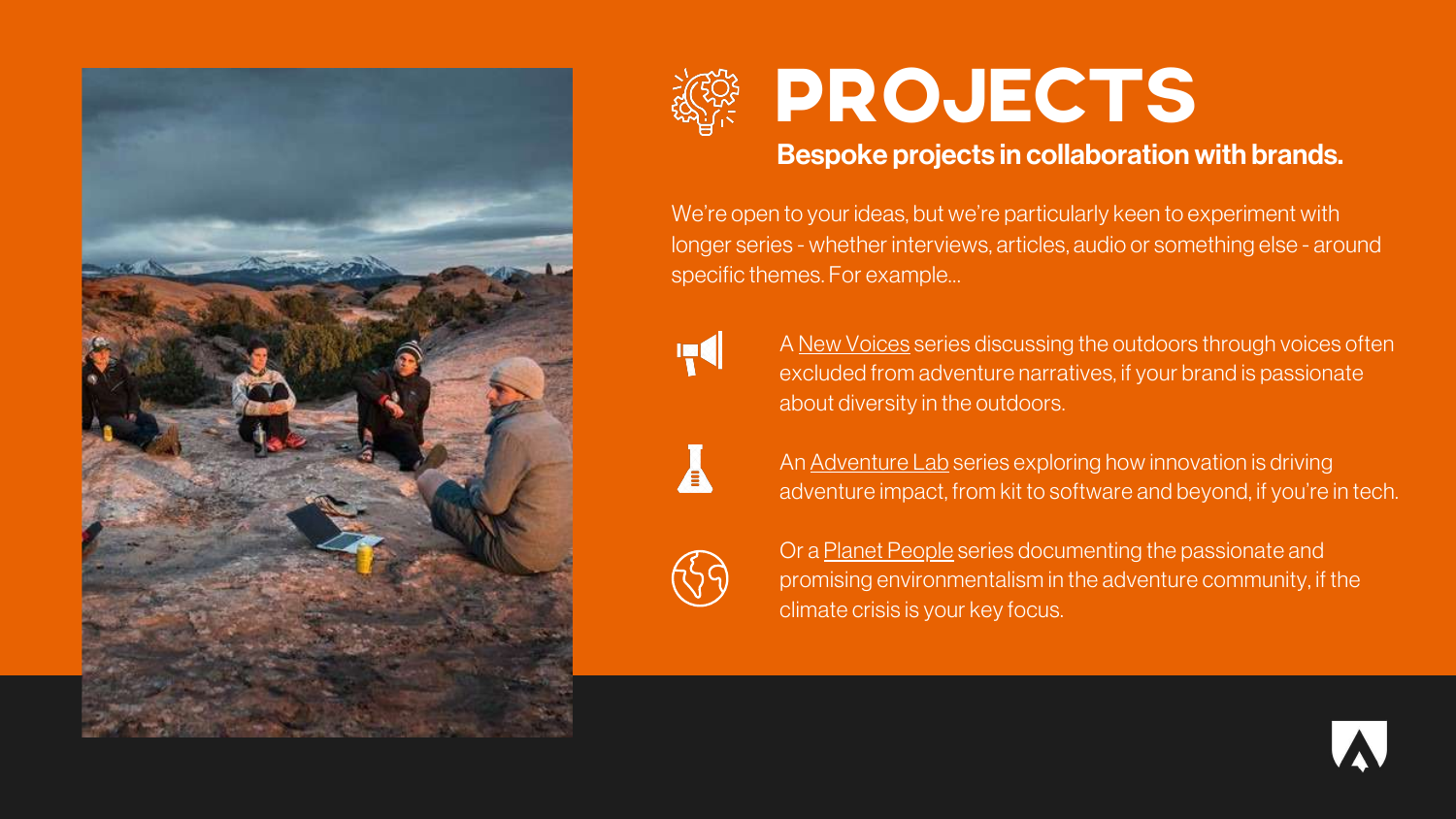# PROJECTS

**Bespoke projects in collaboration with brands.**

We're open to your ideas, but we're particularly keen to experiment with longer series - whether interviews, articles, audio or something else - around specific themes. For example...

- A New Voices series discussing the outdoors through voices often excluded from adventure narratives, if your brand is passionate about diversity in the outdoors.
- An Adventure Lab series exploring how innovation is driving adventure impact, from kit to software and beyond, if you're in tech.
- Or a Planet People series documenting the passionate and promising environmentalism in the adventure community, if the climate crisis is your key focus.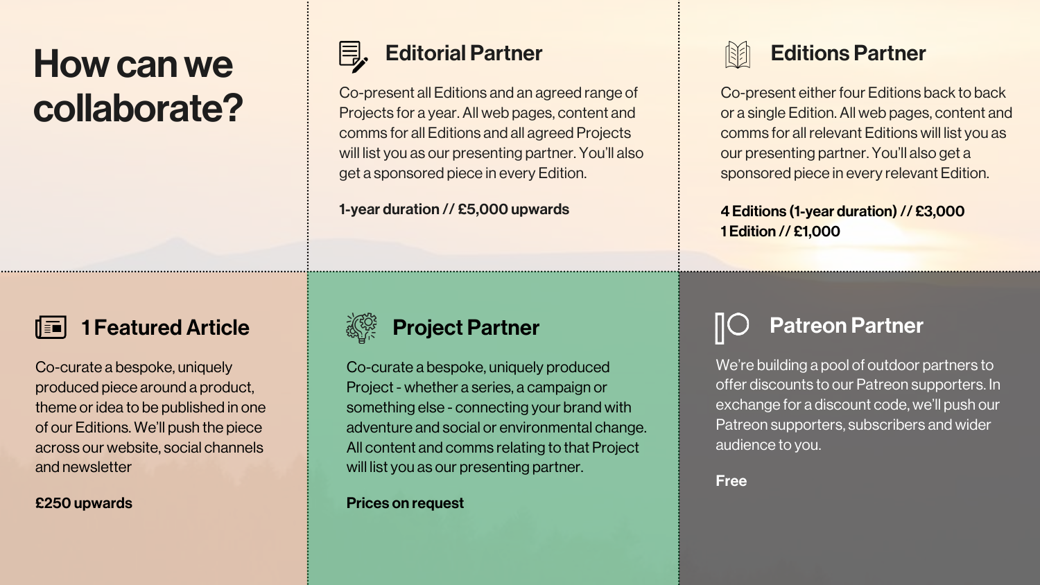# How can we collaborate?

## Editorial Partner

Co-present all Editions and an agreed range of Projects for a year. All web pages, content and comms for all Editions and all agreed Projects will list you as our presenting partner. You'll also get a sponsored piece in every Edition.

**1-year duration // £5,000 upwards**

## Editions Partner

Co-present either four Editions back to back or a single Edition. All web pages, content and comms for all relevant Editions will list you as our presenting partner. You'll also get a sponsored piece in every relevant Edition.

**4 Editions (1-year duration) // £3,000**
**1 Edition // £1,000**

## 1 Featured Article

Co-curate a bespoke, uniquely produced piece around a product, theme or idea to be published in one of our Editions. We'll push the piece across our website, social channels and newsletter

**£250 upwards**

## Project Partner

Co-curate a bespoke, uniquely produced Project - whether a series, a campaign or something else - connecting your brand with adventure and social or environmental change. All content and comms relating to that Project will list you as our presenting partner.

**Prices on request**

## Patreon Partner

We're building a pool of outdoor partners to offer discounts to our Patreon supporters. In exchange for a discount code, we'll push our Patreon supporters, subscribers and wider audience to you.

**Free**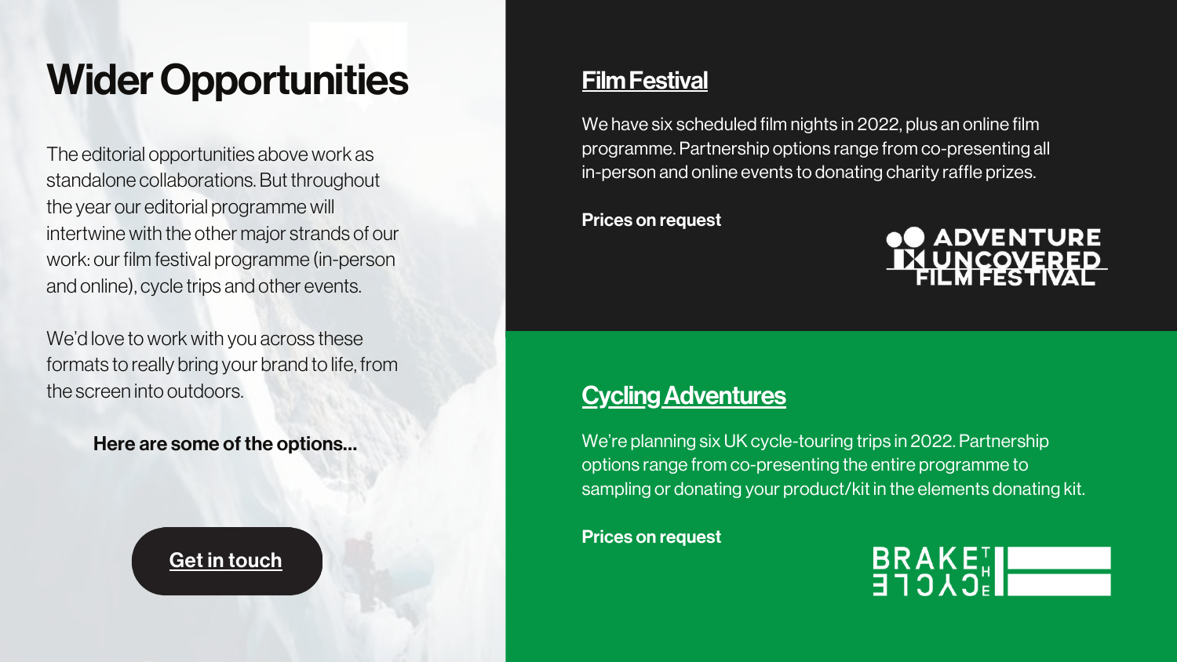# Wider Opportunities

The editorial opportunities above work as standalone collaborations. But throughout the year our editorial programme will intertwine with the other major strands of our work: our film festival programme (in-person and online), cycle trips and other events.

We'd love to work with you across these formats to really bring your brand to life, from the screen into outdoors.

**Here are some of the options...**

**Get in touch**

## Film Festival

We have six scheduled film nights in 2022, plus an online film programme. Partnership options range from co-presenting all in-person and online events to donating charity raffle prizes.

**Prices on request**

ADVENTURE UNCOVERED FILM FESTIVAL

## Cycling Adventures

We're planning six UK cycle-touring trips in 2022. Partnership options range from co-presenting the entire programme to sampling or donating your product/kit in the elements donating kit.

**Prices on request**

BRAKE THE CYCLE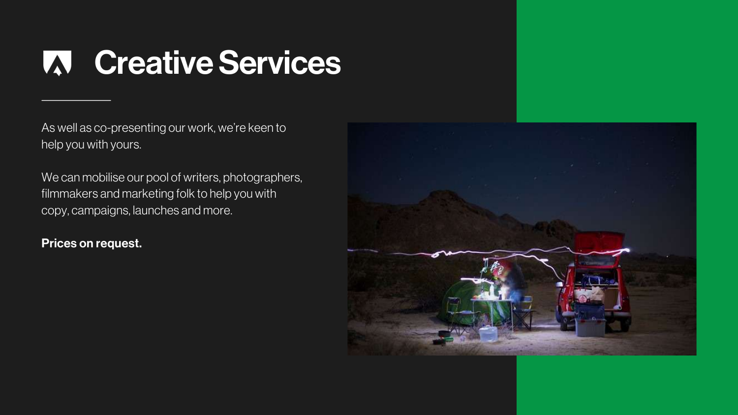# Creative Services

As well as co-presenting our work, we're keen to help you with yours.

We can mobilise our pool of writers, photographers, filmmakers and marketing folk to help you with copy, campaigns, launches and more.

**Prices on request.**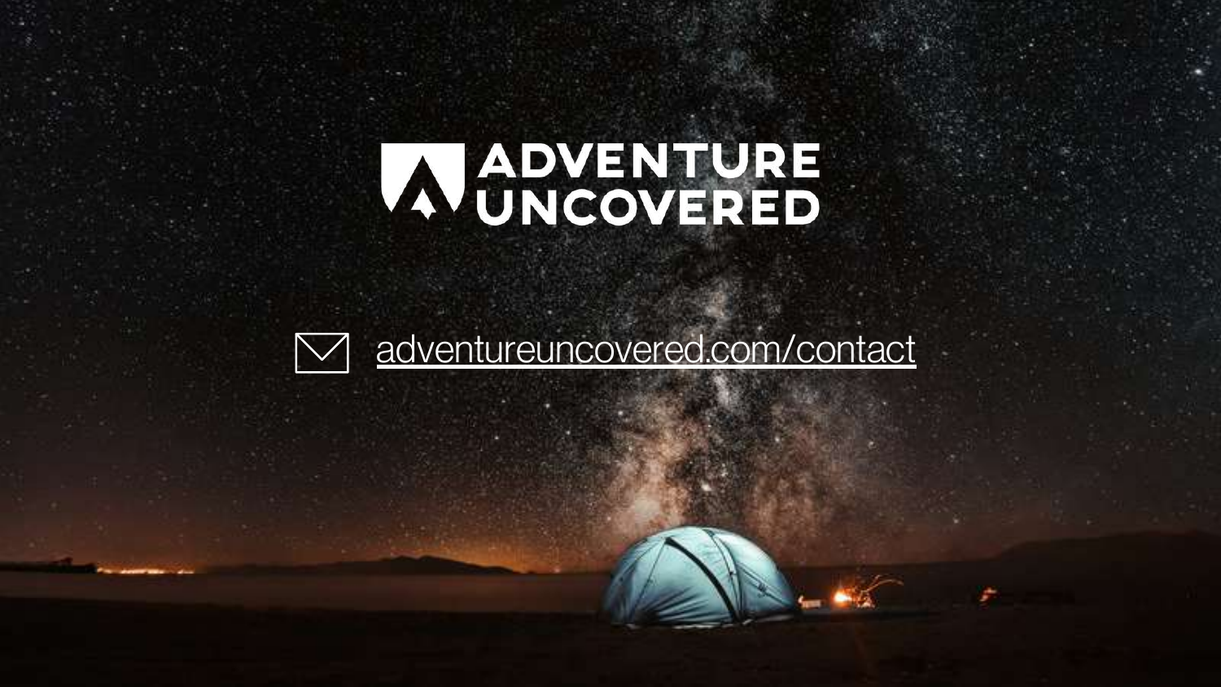# ADVENTURE UNCOVERED

[adventureuncovered.com/contact](https://adventureuncovered.com/contact)